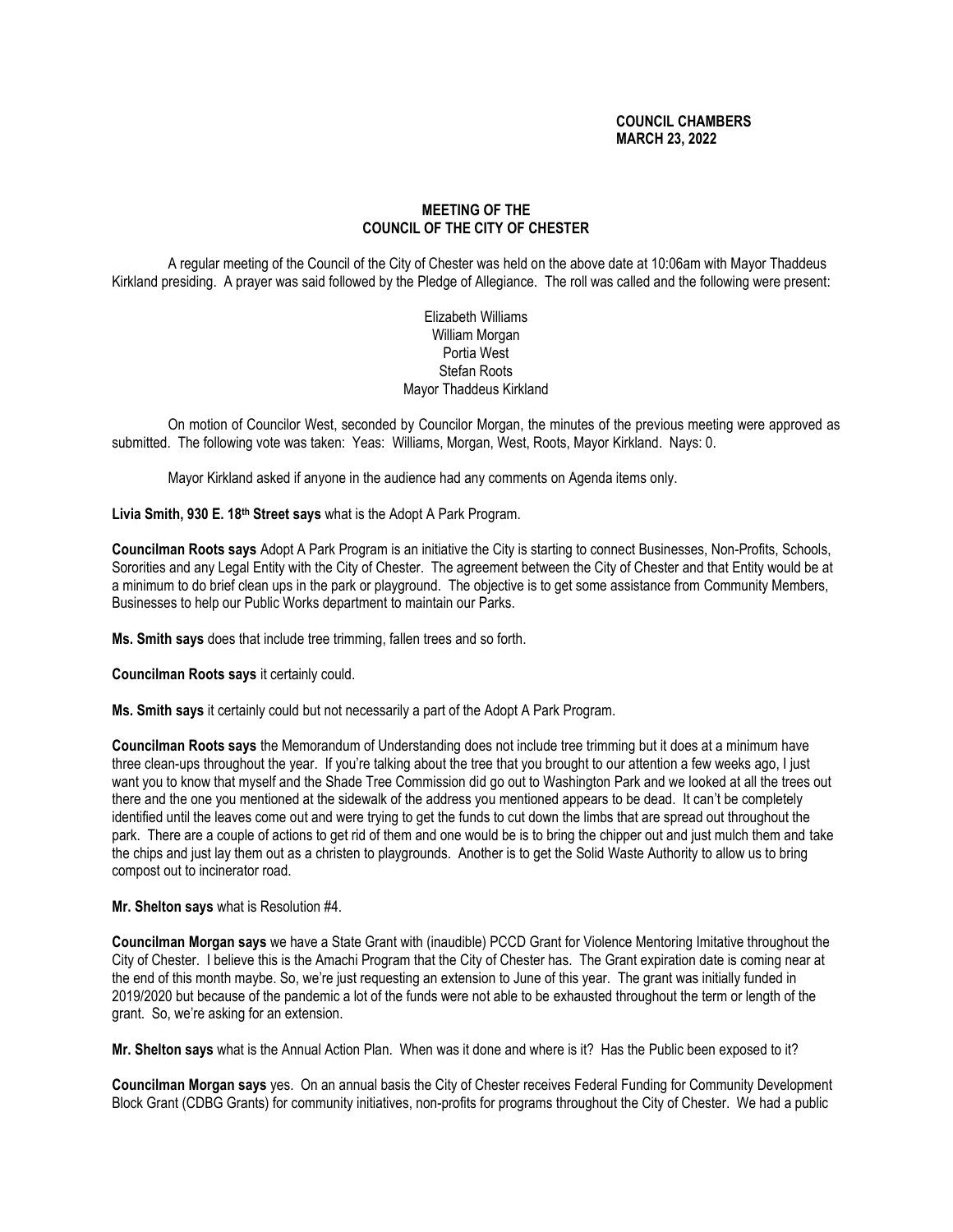**COUNCIL CHAMBERS**
**MARCH 23, 2022**

## MEETING OF THE COUNCIL OF THE CITY OF CHESTER

A regular meeting of the Council of the City of Chester was held on the above date at 10:06am with Mayor Thaddeus Kirkland presiding. A prayer was said followed by the Pledge of Allegiance. The roll was called and the following were present:

Elizabeth Williams
William Morgan
Portia West
Stefan Roots
Mayor Thaddeus Kirkland

On motion of Councilor West, seconded by Councilor Morgan, the minutes of the previous meeting were approved as submitted. The following vote was taken: Yeas: Williams, Morgan, West, Roots, Mayor Kirkland. Nays: 0.

Mayor Kirkland asked if anyone in the audience had any comments on Agenda items only.

**Livia Smith, 930 E. 18th Street says** what is the Adopt A Park Program.

**Councilman Roots says** Adopt A Park Program is an initiative the City is starting to connect Businesses, Non-Profits, Schools, Sororities and any Legal Entity with the City of Chester. The agreement between the City of Chester and that Entity would be at a minimum to do brief clean ups in the park or playground. The objective is to get some assistance from Community Members, Businesses to help our Public Works department to maintain our Parks.

**Ms. Smith says** does that include tree trimming, fallen trees and so forth.

**Councilman Roots says** it certainly could.

**Ms. Smith says** it certainly could but not necessarily a part of the Adopt A Park Program.

**Councilman Roots says** the Memorandum of Understanding does not include tree trimming but it does at a minimum have three clean-ups throughout the year. If you're talking about the tree that you brought to our attention a few weeks ago, I just want you to know that myself and the Shade Tree Commission did go out to Washington Park and we looked at all the trees out there and the one you mentioned at the sidewalk of the address you mentioned appears to be dead. It can't be completely identified until the leaves come out and were trying to get the funds to cut down the limbs that are spread out throughout the park. There are a couple of actions to get rid of them and one would be is to bring the chipper out and just mulch them and take the chips and just lay them out as a christen to playgrounds. Another is to get the Solid Waste Authority to allow us to bring compost out to incinerator road.

**Mr. Shelton says** what is Resolution #4.

**Councilman Morgan says** we have a State Grant with (inaudible) PCCD Grant for Violence Mentoring Imitative throughout the City of Chester. I believe this is the Amachi Program that the City of Chester has. The Grant expiration date is coming near at the end of this month maybe. So, we're just requesting an extension to June of this year. The grant was initially funded in 2019/2020 but because of the pandemic a lot of the funds were not able to be exhausted throughout the term or length of the grant. So, we're asking for an extension.

**Mr. Shelton says** what is the Annual Action Plan. When was it done and where is it? Has the Public been exposed to it?

**Councilman Morgan says** yes. On an annual basis the City of Chester receives Federal Funding for Community Development Block Grant (CDBG Grants) for community initiatives, non-profits for programs throughout the City of Chester. We had a public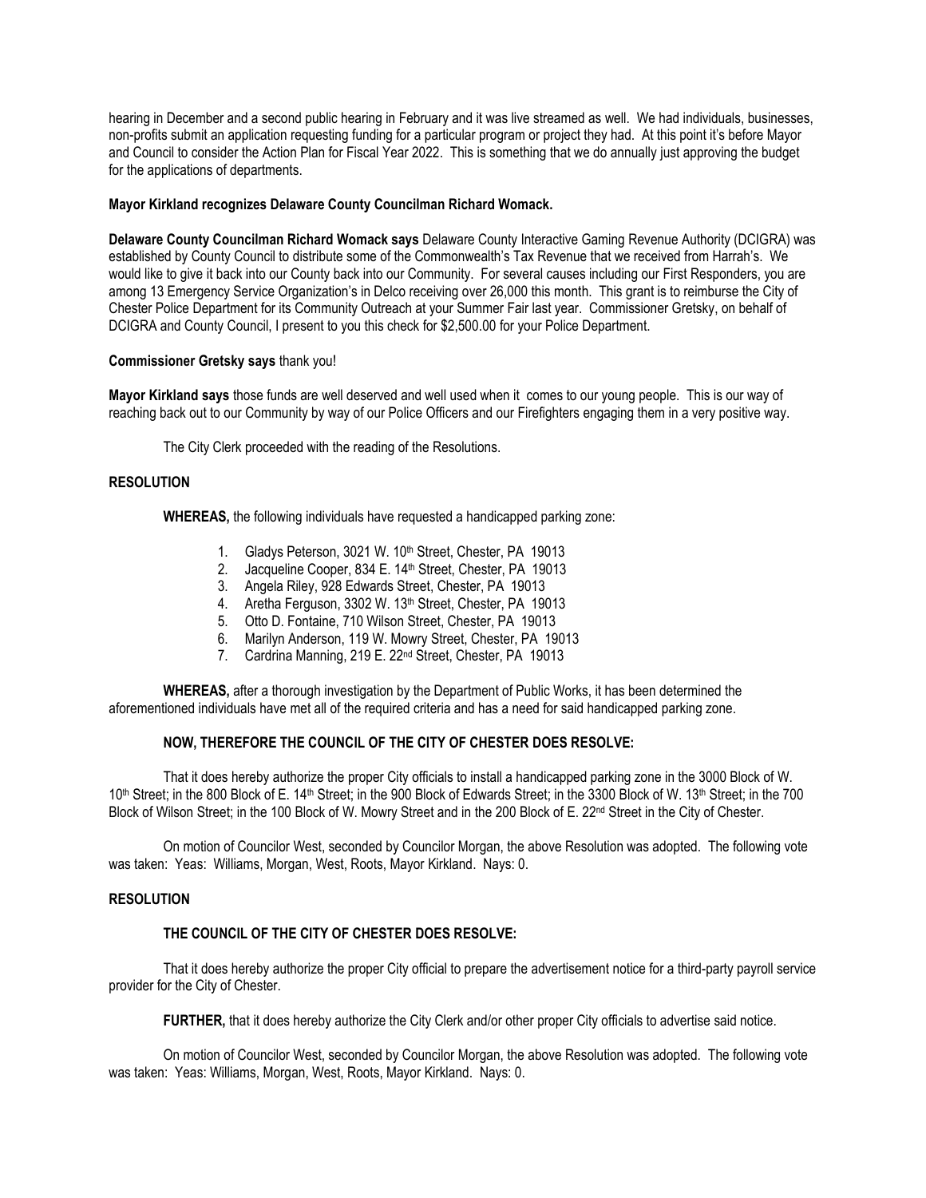hearing in December and a second public hearing in February and it was live streamed as well. We had individuals, businesses, non-profits submit an application requesting funding for a particular program or project they had. At this point it's before Mayor and Council to consider the Action Plan for Fiscal Year 2022. This is something that we do annually just approving the budget for the applications of departments.

**Mayor Kirkland recognizes Delaware County Councilman Richard Womack.**

**Delaware County Councilman Richard Womack says** Delaware County Interactive Gaming Revenue Authority (DCIGRA) was established by County Council to distribute some of the Commonwealth's Tax Revenue that we received from Harrah's. We would like to give it back into our County back into our Community. For several causes including our First Responders, you are among 13 Emergency Service Organization's in Delco receiving over 26,000 this month. This grant is to reimburse the City of Chester Police Department for its Community Outreach at your Summer Fair last year. Commissioner Gretsky, on behalf of DCIGRA and County Council, I present to you this check for $2,500.00 for your Police Department.

**Commissioner Gretsky says** thank you!

**Mayor Kirkland says** those funds are well deserved and well used when it comes to our young people. This is our way of reaching back out to our Community by way of our Police Officers and our Firefighters engaging them in a very positive way.

The City Clerk proceeded with the reading of the Resolutions.

**RESOLUTION**

**WHEREAS,** the following individuals have requested a handicapped parking zone:

1. Gladys Peterson, 3021 W. 10th Street, Chester, PA 19013
2. Jacqueline Cooper, 834 E. 14th Street, Chester, PA 19013
3. Angela Riley, 928 Edwards Street, Chester, PA 19013
4. Aretha Ferguson, 3302 W. 13th Street, Chester, PA 19013
5. Otto D. Fontaine, 710 Wilson Street, Chester, PA 19013
6. Marilyn Anderson, 119 W. Mowry Street, Chester, PA 19013
7. Cardrina Manning, 219 E. 22nd Street, Chester, PA 19013

**WHEREAS,** after a thorough investigation by the Department of Public Works, it has been determined the aforementioned individuals have met all of the required criteria and has a need for said handicapped parking zone.

**NOW, THEREFORE THE COUNCIL OF THE CITY OF CHESTER DOES RESOLVE:**

That it does hereby authorize the proper City officials to install a handicapped parking zone in the 3000 Block of W. 10th Street; in the 800 Block of E. 14th Street; in the 900 Block of Edwards Street; in the 3300 Block of W. 13th Street; in the 700 Block of Wilson Street; in the 100 Block of W. Mowry Street and in the 200 Block of E. 22nd Street in the City of Chester.

On motion of Councilor West, seconded by Councilor Morgan, the above Resolution was adopted. The following vote was taken: Yeas: Williams, Morgan, West, Roots, Mayor Kirkland. Nays: 0.

**RESOLUTION**

**THE COUNCIL OF THE CITY OF CHESTER DOES RESOLVE:**

That it does hereby authorize the proper City official to prepare the advertisement notice for a third-party payroll service provider for the City of Chester.

**FURTHER,** that it does hereby authorize the City Clerk and/or other proper City officials to advertise said notice.

On motion of Councilor West, seconded by Councilor Morgan, the above Resolution was adopted. The following vote was taken: Yeas: Williams, Morgan, West, Roots, Mayor Kirkland. Nays: 0.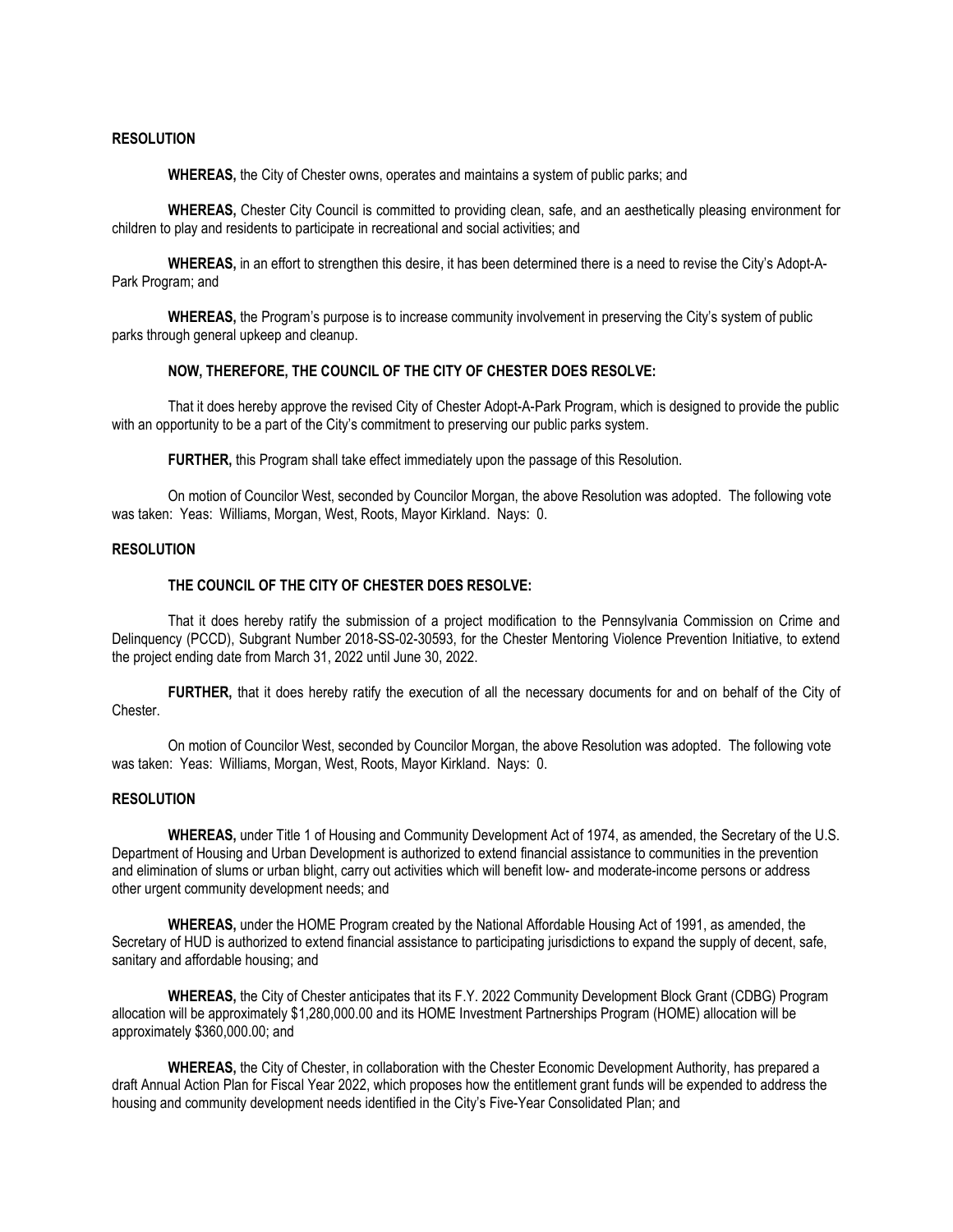**RESOLUTION**

**WHEREAS,** the City of Chester owns, operates and maintains a system of public parks; and

**WHEREAS,** Chester City Council is committed to providing clean, safe, and an aesthetically pleasing environment for children to play and residents to participate in recreational and social activities; and

**WHEREAS,** in an effort to strengthen this desire, it has been determined there is a need to revise the City's Adopt-A-Park Program; and

**WHEREAS,** the Program's purpose is to increase community involvement in preserving the City's system of public parks through general upkeep and cleanup.

**NOW, THEREFORE, THE COUNCIL OF THE CITY OF CHESTER DOES RESOLVE:**

That it does hereby approve the revised City of Chester Adopt-A-Park Program, which is designed to provide the public with an opportunity to be a part of the City's commitment to preserving our public parks system.

**FURTHER,** this Program shall take effect immediately upon the passage of this Resolution.

On motion of Councilor West, seconded by Councilor Morgan, the above Resolution was adopted. The following vote was taken: Yeas: Williams, Morgan, West, Roots, Mayor Kirkland. Nays: 0.

**RESOLUTION**

**THE COUNCIL OF THE CITY OF CHESTER DOES RESOLVE:**

That it does hereby ratify the submission of a project modification to the Pennsylvania Commission on Crime and Delinquency (PCCD), Subgrant Number 2018-SS-02-30593, for the Chester Mentoring Violence Prevention Initiative, to extend the project ending date from March 31, 2022 until June 30, 2022.

**FURTHER,** that it does hereby ratify the execution of all the necessary documents for and on behalf of the City of Chester.

On motion of Councilor West, seconded by Councilor Morgan, the above Resolution was adopted. The following vote was taken: Yeas: Williams, Morgan, West, Roots, Mayor Kirkland. Nays: 0.

**RESOLUTION**

**WHEREAS,** under Title 1 of Housing and Community Development Act of 1974, as amended, the Secretary of the U.S. Department of Housing and Urban Development is authorized to extend financial assistance to communities in the prevention and elimination of slums or urban blight, carry out activities which will benefit low- and moderate-income persons or address other urgent community development needs; and

**WHEREAS,** under the HOME Program created by the National Affordable Housing Act of 1991, as amended, the Secretary of HUD is authorized to extend financial assistance to participating jurisdictions to expand the supply of decent, safe, sanitary and affordable housing; and

**WHEREAS,** the City of Chester anticipates that its F.Y. 2022 Community Development Block Grant (CDBG) Program allocation will be approximately $1,280,000.00 and its HOME Investment Partnerships Program (HOME) allocation will be approximately $360,000.00; and

**WHEREAS,** the City of Chester, in collaboration with the Chester Economic Development Authority, has prepared a draft Annual Action Plan for Fiscal Year 2022, which proposes how the entitlement grant funds will be expended to address the housing and community development needs identified in the City's Five-Year Consolidated Plan; and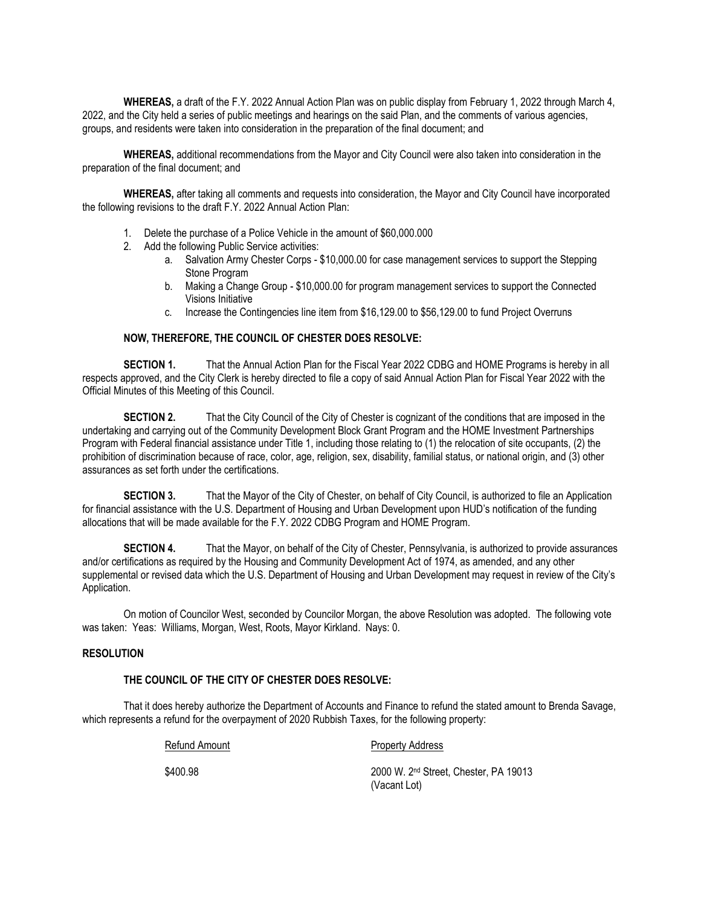**WHEREAS,** a draft of the F.Y. 2022 Annual Action Plan was on public display from February 1, 2022 through March 4, 2022, and the City held a series of public meetings and hearings on the said Plan, and the comments of various agencies, groups, and residents were taken into consideration in the preparation of the final document; and

**WHEREAS,** additional recommendations from the Mayor and City Council were also taken into consideration in the preparation of the final document; and

**WHEREAS,** after taking all comments and requests into consideration, the Mayor and City Council have incorporated the following revisions to the draft F.Y. 2022 Annual Action Plan:

1. Delete the purchase of a Police Vehicle in the amount of $60,000.000
2. Add the following Public Service activities:
   a. Salvation Army Chester Corps - $10,000.00 for case management services to support the Stepping Stone Program
   b. Making a Change Group - $10,000.00 for program management services to support the Connected Visions Initiative
   c. Increase the Contingencies line item from $16,129.00 to $56,129.00 to fund Project Overruns

**NOW, THEREFORE, THE COUNCIL OF CHESTER DOES RESOLVE:**

**SECTION 1.** That the Annual Action Plan for the Fiscal Year 2022 CDBG and HOME Programs is hereby in all respects approved, and the City Clerk is hereby directed to file a copy of said Annual Action Plan for Fiscal Year 2022 with the Official Minutes of this Meeting of this Council.

**SECTION 2.** That the City Council of the City of Chester is cognizant of the conditions that are imposed in the undertaking and carrying out of the Community Development Block Grant Program and the HOME Investment Partnerships Program with Federal financial assistance under Title 1, including those relating to (1) the relocation of site occupants, (2) the prohibition of discrimination because of race, color, age, religion, sex, disability, familial status, or national origin, and (3) other assurances as set forth under the certifications.

**SECTION 3.** That the Mayor of the City of Chester, on behalf of City Council, is authorized to file an Application for financial assistance with the U.S. Department of Housing and Urban Development upon HUD's notification of the funding allocations that will be made available for the F.Y. 2022 CDBG Program and HOME Program.

**SECTION 4.** That the Mayor, on behalf of the City of Chester, Pennsylvania, is authorized to provide assurances and/or certifications as required by the Housing and Community Development Act of 1974, as amended, and any other supplemental or revised data which the U.S. Department of Housing and Urban Development may request in review of the City's Application.

On motion of Councilor West, seconded by Councilor Morgan, the above Resolution was adopted. The following vote was taken: Yeas: Williams, Morgan, West, Roots, Mayor Kirkland. Nays: 0.

**RESOLUTION**

**THE COUNCIL OF THE CITY OF CHESTER DOES RESOLVE:**

That it does hereby authorize the Department of Accounts and Finance to refund the stated amount to Brenda Savage, which represents a refund for the overpayment of 2020 Rubbish Taxes, for the following property:

| Refund Amount | Property Address |
| --- | --- |
| $400.98 | 2000 W. 2nd Street, Chester, PA 19013 (Vacant Lot) |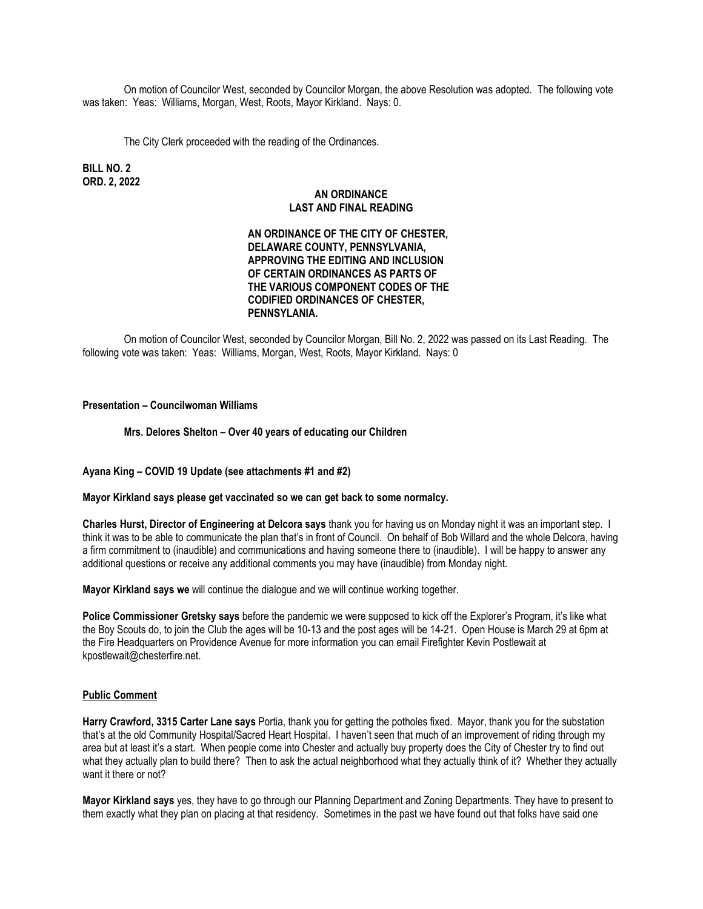On motion of Councilor West, seconded by Councilor Morgan, the above Resolution was adopted. The following vote was taken: Yeas: Williams, Morgan, West, Roots, Mayor Kirkland. Nays: 0.

The City Clerk proceeded with the reading of the Ordinances.

**BILL NO. 2**
**ORD. 2, 2022**

**AN ORDINANCE**
**LAST AND FINAL READING**

**AN ORDINANCE OF THE CITY OF CHESTER, DELAWARE COUNTY, PENNSYLVANIA, APPROVING THE EDITING AND INCLUSION OF CERTAIN ORDINANCES AS PARTS OF THE VARIOUS COMPONENT CODES OF THE CODIFIED ORDINANCES OF CHESTER, PENNSYLANIA.**

On motion of Councilor West, seconded by Councilor Morgan, Bill No. 2, 2022 was passed on its Last Reading. The following vote was taken: Yeas: Williams, Morgan, West, Roots, Mayor Kirkland. Nays: 0

**Presentation – Councilwoman Williams**

**Mrs. Delores Shelton – Over 40 years of educating our Children**

**Ayana King – COVID 19 Update (see attachments #1 and #2)**

**Mayor Kirkland says please get vaccinated so we can get back to some normalcy.**

**Charles Hurst, Director of Engineering at Delcora says** thank you for having us on Monday night it was an important step. I think it was to be able to communicate the plan that's in front of Council. On behalf of Bob Willard and the whole Delcora, having a firm commitment to (inaudible) and communications and having someone there to (inaudible). I will be happy to answer any additional questions or receive any additional comments you may have (inaudible) from Monday night.

**Mayor Kirkland says we** will continue the dialogue and we will continue working together.

**Police Commissioner Gretsky says** before the pandemic we were supposed to kick off the Explorer's Program, it's like what the Boy Scouts do, to join the Club the ages will be 10-13 and the post ages will be 14-21. Open House is March 29 at 6pm at the Fire Headquarters on Providence Avenue for more information you can email Firefighter Kevin Postlewait at kpostlewait@chesterfire.net.

## Public Comment

**Harry Crawford, 3315 Carter Lane says** Portia, thank you for getting the potholes fixed. Mayor, thank you for the substation that's at the old Community Hospital/Sacred Heart Hospital. I haven't seen that much of an improvement of riding through my area but at least it's a start. When people come into Chester and actually buy property does the City of Chester try to find out what they actually plan to build there? Then to ask the actual neighborhood what they actually think of it? Whether they actually want it there or not?

**Mayor Kirkland says** yes, they have to go through our Planning Department and Zoning Departments. They have to present to them exactly what they plan on placing at that residency. Sometimes in the past we have found out that folks have said one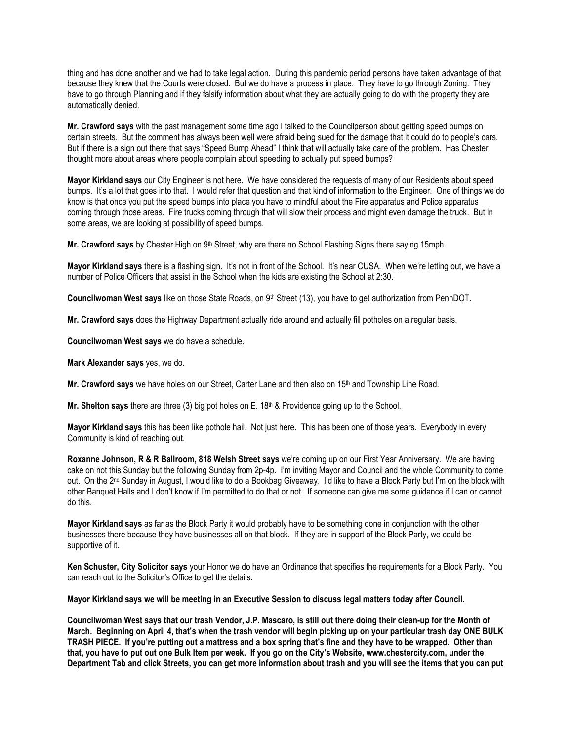thing and has done another and we had to take legal action. During this pandemic period persons have taken advantage of that because they knew that the Courts were closed. But we do have a process in place. They have to go through Zoning. They have to go through Planning and if they falsify information about what they are actually going to do with the property they are automatically denied.

**Mr. Crawford says** with the past management some time ago I talked to the Councilperson about getting speed bumps on certain streets. But the comment has always been well were afraid being sued for the damage that it could do to people's cars. But if there is a sign out there that says "Speed Bump Ahead" I think that will actually take care of the problem. Has Chester thought more about areas where people complain about speeding to actually put speed bumps?

**Mayor Kirkland says** our City Engineer is not here. We have considered the requests of many of our Residents about speed bumps. It's a lot that goes into that. I would refer that question and that kind of information to the Engineer. One of things we do know is that once you put the speed bumps into place you have to mindful about the Fire apparatus and Police apparatus coming through those areas. Fire trucks coming through that will slow their process and might even damage the truck. But in some areas, we are looking at possibility of speed bumps.

**Mr. Crawford says** by Chester High on 9th Street, why are there no School Flashing Signs there saying 15mph.

**Mayor Kirkland says** there is a flashing sign. It's not in front of the School. It's near CUSA. When we're letting out, we have a number of Police Officers that assist in the School when the kids are existing the School at 2:30.

**Councilwoman West says** like on those State Roads, on 9th Street (13), you have to get authorization from PennDOT.

**Mr. Crawford says** does the Highway Department actually ride around and actually fill potholes on a regular basis.

**Councilwoman West says** we do have a schedule.

**Mark Alexander says** yes, we do.

**Mr. Crawford says** we have holes on our Street, Carter Lane and then also on 15th and Township Line Road.

**Mr. Shelton says** there are three (3) big pot holes on E. 18th & Providence going up to the School.

**Mayor Kirkland says** this has been like pothole hail. Not just here. This has been one of those years. Everybody in every Community is kind of reaching out.

**Roxanne Johnson, R & R Ballroom, 818 Welsh Street says** we're coming up on our First Year Anniversary. We are having cake on not this Sunday but the following Sunday from 2p-4p. I'm inviting Mayor and Council and the whole Community to come out. On the 2nd Sunday in August, I would like to do a Bookbag Giveaway. I'd like to have a Block Party but I'm on the block with other Banquet Halls and I don't know if I'm permitted to do that or not. If someone can give me some guidance if I can or cannot do this.

**Mayor Kirkland says** as far as the Block Party it would probably have to be something done in conjunction with the other businesses there because they have businesses all on that block. If they are in support of the Block Party, we could be supportive of it.

**Ken Schuster, City Solicitor says** your Honor we do have an Ordinance that specifies the requirements for a Block Party. You can reach out to the Solicitor's Office to get the details.

**Mayor Kirkland says we will be meeting in an Executive Session to discuss legal matters today after Council.**

**Councilwoman West says that our trash Vendor, J.P. Mascaro, is still out there doing their clean-up for the Month of March. Beginning on April 4, that's when the trash vendor will begin picking up on your particular trash day ONE BULK TRASH PIECE. If you're putting out a mattress and a box spring that's fine and they have to be wrapped. Other than that, you have to put out one Bulk Item per week. If you go on the City's Website, www.chestercity.com, under the Department Tab and click Streets, you can get more information about trash and you will see the items that you can put**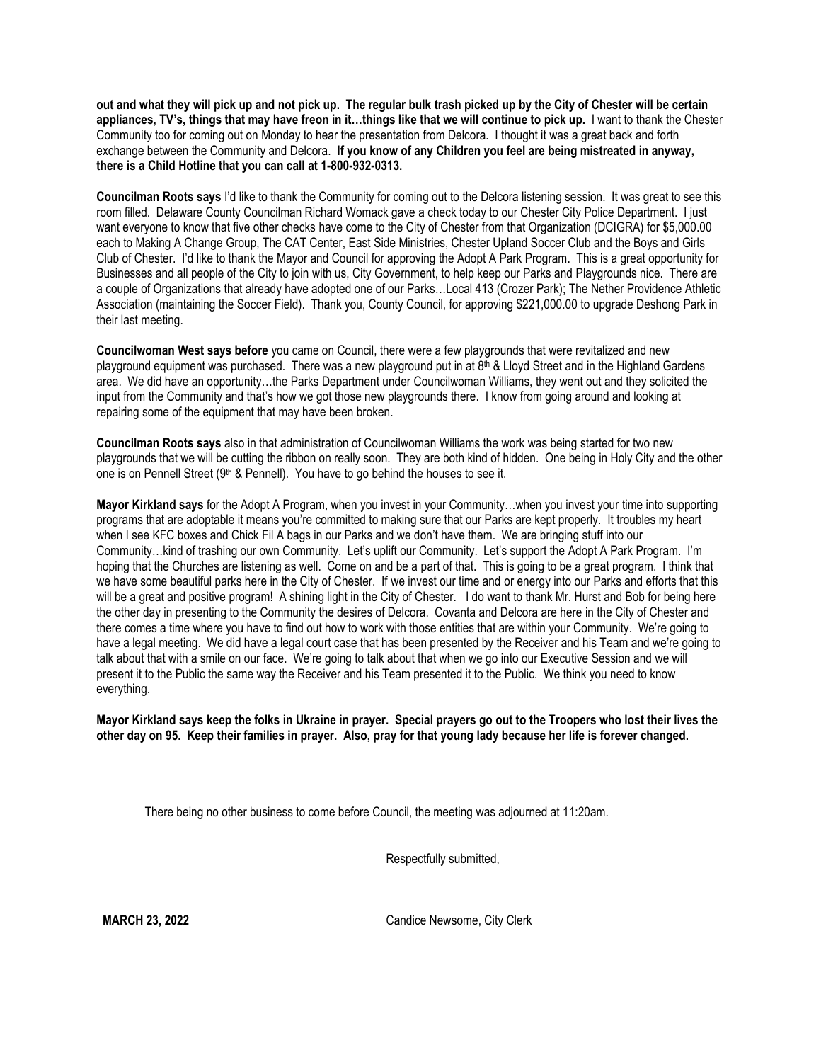**out and what they will pick up and not pick up. The regular bulk trash picked up by the City of Chester will be certain appliances, TV's, things that may have freon in it…things like that we will continue to pick up.** I want to thank the Chester Community too for coming out on Monday to hear the presentation from Delcora. I thought it was a great back and forth exchange between the Community and Delcora. **If you know of any Children you feel are being mistreated in anyway, there is a Child Hotline that you can call at 1-800-932-0313.**

**Councilman Roots says** I'd like to thank the Community for coming out to the Delcora listening session. It was great to see this room filled. Delaware County Councilman Richard Womack gave a check today to our Chester City Police Department. I just want everyone to know that five other checks have come to the City of Chester from that Organization (DCIGRA) for $5,000.00 each to Making A Change Group, The CAT Center, East Side Ministries, Chester Upland Soccer Club and the Boys and Girls Club of Chester. I'd like to thank the Mayor and Council for approving the Adopt A Park Program. This is a great opportunity for Businesses and all people of the City to join with us, City Government, to help keep our Parks and Playgrounds nice. There are a couple of Organizations that already have adopted one of our Parks…Local 413 (Crozer Park); The Nether Providence Athletic Association (maintaining the Soccer Field). Thank you, County Council, for approving $221,000.00 to upgrade Deshong Park in their last meeting.

**Councilwoman West says before** you came on Council, there were a few playgrounds that were revitalized and new playground equipment was purchased. There was a new playground put in at 8th & Lloyd Street and in the Highland Gardens area. We did have an opportunity…the Parks Department under Councilwoman Williams, they went out and they solicited the input from the Community and that's how we got those new playgrounds there. I know from going around and looking at repairing some of the equipment that may have been broken.

**Councilman Roots says** also in that administration of Councilwoman Williams the work was being started for two new playgrounds that we will be cutting the ribbon on really soon. They are both kind of hidden. One being in Holy City and the other one is on Pennell Street (9th & Pennell). You have to go behind the houses to see it.

**Mayor Kirkland says** for the Adopt A Program, when you invest in your Community…when you invest your time into supporting programs that are adoptable it means you're committed to making sure that our Parks are kept properly. It troubles my heart when I see KFC boxes and Chick Fil A bags in our Parks and we don't have them. We are bringing stuff into our Community…kind of trashing our own Community. Let's uplift our Community. Let's support the Adopt A Park Program. I'm hoping that the Churches are listening as well. Come on and be a part of that. This is going to be a great program. I think that we have some beautiful parks here in the City of Chester. If we invest our time and or energy into our Parks and efforts that this will be a great and positive program! A shining light in the City of Chester. I do want to thank Mr. Hurst and Bob for being here the other day in presenting to the Community the desires of Delcora. Covanta and Delcora are here in the City of Chester and there comes a time where you have to find out how to work with those entities that are within your Community. We're going to have a legal meeting. We did have a legal court case that has been presented by the Receiver and his Team and we're going to talk about that with a smile on our face. We're going to talk about that when we go into our Executive Session and we will present it to the Public the same way the Receiver and his Team presented it to the Public. We think you need to know everything.

**Mayor Kirkland says keep the folks in Ukraine in prayer. Special prayers go out to the Troopers who lost their lives the other day on 95. Keep their families in prayer. Also, pray for that young lady because her life is forever changed.**

There being no other business to come before Council, the meeting was adjourned at 11:20am.

Respectfully submitted,

**MARCH 23, 2022**

Candice Newsome, City Clerk